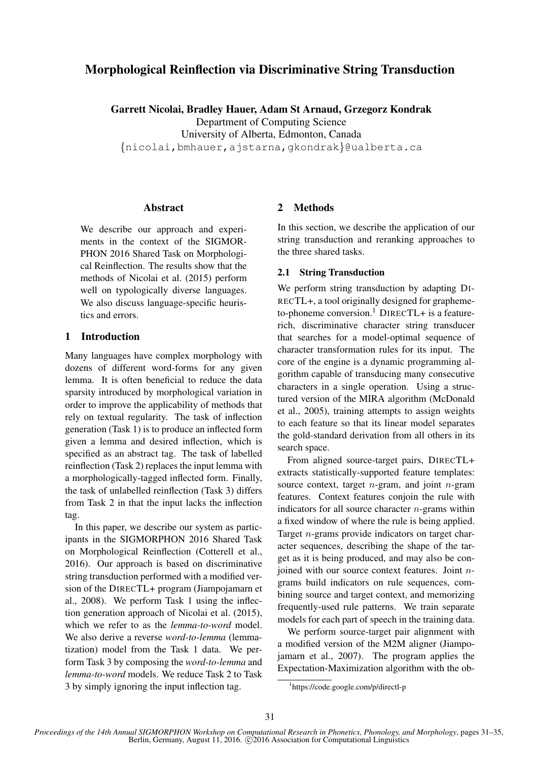# Morphological Reinflection via Discriminative String Transduction

**Garrett Nicolai, Bradley Hauer, Adam St Arnaud, Grzegorz Kondrak**

Department of Computing Science
University of Alberta, Edmonton, Canada
{nicolai,bmhauer,ajstarna,gkondrak}@ualberta.ca

## Abstract

We describe our approach and experiments in the context of the SIGMORPHON 2016 Shared Task on Morphological Reinflection. The results show that the methods of Nicolai et al. (2015) perform well on typologically diverse languages. We also discuss language-specific heuristics and errors.

## 1 Introduction

Many languages have complex morphology with dozens of different word-forms for any given lemma. It is often beneficial to reduce the data sparsity introduced by morphological variation in order to improve the applicability of methods that rely on textual regularity. The task of inflection generation (Task 1) is to produce an inflected form given a lemma and desired inflection, which is specified as an abstract tag. The task of labelled reinflection (Task 2) replaces the input lemma with a morphologically-tagged inflected form. Finally, the task of unlabelled reinflection (Task 3) differs from Task 2 in that the input lacks the inflection tag.

In this paper, we describe our system as participants in the SIGMORPHON 2016 Shared Task on Morphological Reinflection (Cotterell et al., 2016). Our approach is based on discriminative string transduction performed with a modified version of the DIRECTL+ program (Jiampojamarn et al., 2008). We perform Task 1 using the inflection generation approach of Nicolai et al. (2015), which we refer to as the *lemma-to-word* model. We also derive a reverse *word-to-lemma* (lemmatization) model from the Task 1 data. We perform Task 3 by composing the *word-to-lemma* and *lemma-to-word* models. We reduce Task 2 to Task 3 by simply ignoring the input inflection tag.

## 2 Methods

In this section, we describe the application of our string transduction and reranking approaches to the three shared tasks.

### 2.1 String Transduction

We perform string transduction by adapting DIRECTL+, a tool originally designed for grapheme-to-phoneme conversion.[1] DIRECTL+ is a feature-rich, discriminative character string transducer that searches for a model-optimal sequence of character transformation rules for its input. The core of the engine is a dynamic programming algorithm capable of transducing many consecutive characters in a single operation. Using a structured version of the MIRA algorithm (McDonald et al., 2005), training attempts to assign weights to each feature so that its linear model separates the gold-standard derivation from all others in its search space.

From aligned source-target pairs, DIRECTL+ extracts statistically-supported feature templates: source context, target $n$-gram, and joint $n$-gram features. Context features conjoin the rule with indicators for all source character $n$-grams within a fixed window of where the rule is being applied. Target $n$-grams provide indicators on target character sequences, describing the shape of the target as it is being produced, and may also be conjoined with our source context features. Joint $n$-grams build indicators on rule sequences, combining source and target context, and memorizing frequently-used rule patterns. We train separate models for each part of speech in the training data.

We perform source-target pair alignment with a modified version of the M2M aligner (Jiampojamarn et al., 2007). The program applies the Expectation-Maximization algorithm with the ob-

[1] https://code.google.com/p/directl-p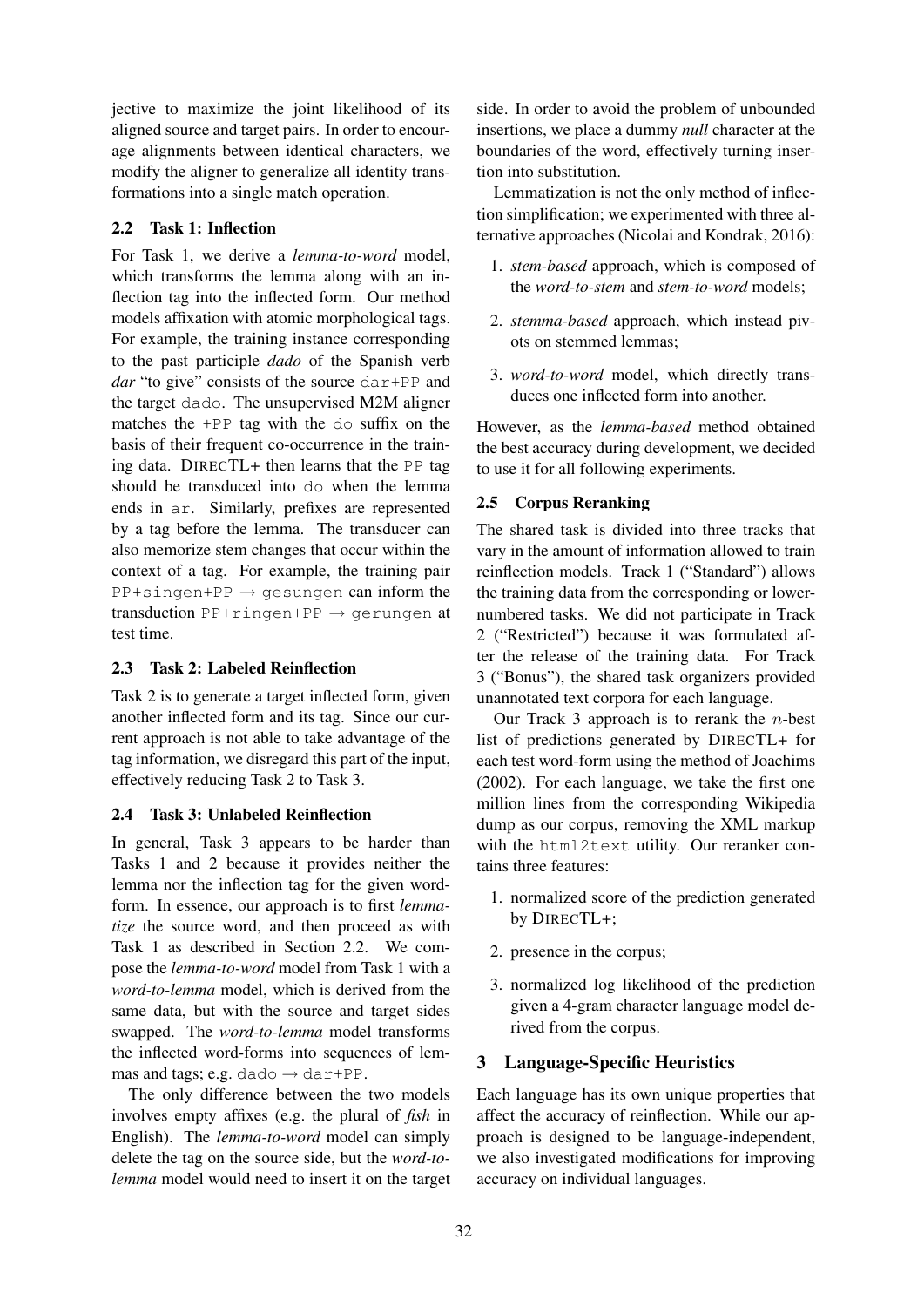jective to maximize the joint likelihood of its aligned source and target pairs. In order to encourage alignments between identical characters, we modify the aligner to generalize all identity transformations into a single match operation.

### 2.2 Task 1: Inflection

For Task 1, we derive a *lemma-to-word* model, which transforms the lemma along with an inflection tag into the inflected form. Our method models affixation with atomic morphological tags. For example, the training instance corresponding to the past participle *dado* of the Spanish verb *dar* "to give" consists of the source `dar+PP` and the target `dado`. The unsupervised M2M aligner matches the `+PP` tag with the `do` suffix on the basis of their frequent co-occurrence in the training data. DIRECTL+ then learns that the `PP` tag should be transduced into `do` when the lemma ends in `ar`. Similarly, prefixes are represented by a tag before the lemma. The transducer can also memorize stem changes that occur within the context of a tag. For example, the training pair `PP+singen+PP` → `gesungen` can inform the transduction `PP+ringen+PP` → `gerungen` at test time.

### 2.3 Task 2: Labeled Reinflection

Task 2 is to generate a target inflected form, given another inflected form and its tag. Since our current approach is not able to take advantage of the tag information, we disregard this part of the input, effectively reducing Task 2 to Task 3.

### 2.4 Task 3: Unlabeled Reinflection

In general, Task 3 appears to be harder than Tasks 1 and 2 because it provides neither the lemma nor the inflection tag for the given word-form. In essence, our approach is to first *lemmatize* the source word, and then proceed as with Task 1 as described in Section 2.2. We compose the *lemma-to-word* model from Task 1 with a *word-to-lemma* model, which is derived from the same data, but with the source and target sides swapped. The *word-to-lemma* model transforms the inflected word-forms into sequences of lemmas and tags; e.g. `dado` → `dar+PP`.

The only difference between the two models involves empty affixes (e.g. the plural of *fish* in English). The *lemma-to-word* model can simply delete the tag on the source side, but the *word-to-lemma* model would need to insert it on the target side. In order to avoid the problem of unbounded insertions, we place a dummy *null* character at the boundaries of the word, effectively turning insertion into substitution.

Lemmatization is not the only method of inflection simplification; we experimented with three alternative approaches (Nicolai and Kondrak, 2016):

1. *stem-based* approach, which is composed of the *word-to-stem* and *stem-to-word* models;
2. *stemma-based* approach, which instead pivots on stemmed lemmas;
3. *word-to-word* model, which directly transduces one inflected form into another.

However, as the *lemma-based* method obtained the best accuracy during development, we decided to use it for all following experiments.

### 2.5 Corpus Reranking

The shared task is divided into three tracks that vary in the amount of information allowed to train reinflection models. Track 1 ("Standard") allows the training data from the corresponding or lower-numbered tasks. We did not participate in Track 2 ("Restricted") because it was formulated after the release of the training data. For Track 3 ("Bonus"), the shared task organizers provided unannotated text corpora for each language.

Our Track 3 approach is to rerank the $n$-best list of predictions generated by DIRECTL+ for each test word-form using the method of Joachims (2002). For each language, we take the first one million lines from the corresponding Wikipedia dump as our corpus, removing the XML markup with the `html2text` utility. Our reranker contains three features:

1. normalized score of the prediction generated by DIRECTL+;
2. presence in the corpus;
3. normalized log likelihood of the prediction given a 4-gram character language model derived from the corpus.

## 3 Language-Specific Heuristics

Each language has its own unique properties that affect the accuracy of reinflection. While our approach is designed to be language-independent, we also investigated modifications for improving accuracy on individual languages.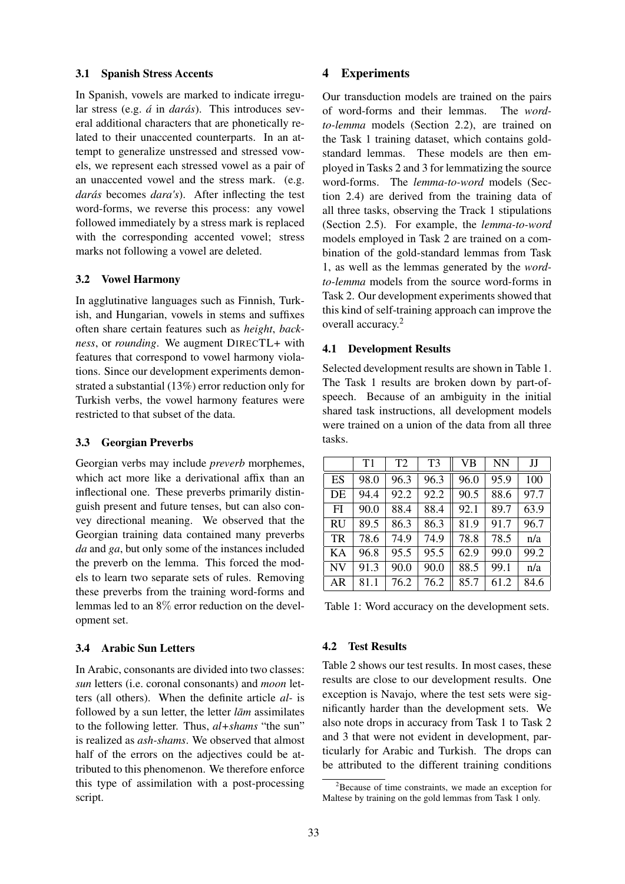### 3.1 Spanish Stress Accents

In Spanish, vowels are marked to indicate irregular stress (e.g. *á* in *darás*). This introduces several additional characters that are phonetically related to their unaccented counterparts. In an attempt to generalize unstressed and stressed vowels, we represent each stressed vowel as a pair of an unaccented vowel and the stress mark. (e.g. *darás* becomes *dara's*). After inflecting the test word-forms, we reverse this process: any vowel followed immediately by a stress mark is replaced with the corresponding accented vowel; stress marks not following a vowel are deleted.

### 3.2 Vowel Harmony

In agglutinative languages such as Finnish, Turkish, and Hungarian, vowels in stems and suffixes often share certain features such as *height*, *backness*, or *rounding*. We augment DIRECTL+ with features that correspond to vowel harmony violations. Since our development experiments demonstrated a substantial (13%) error reduction only for Turkish verbs, the vowel harmony features were restricted to that subset of the data.

### 3.3 Georgian Preverbs

Georgian verbs may include *preverb* morphemes, which act more like a derivational affix than an inflectional one. These preverbs primarily distinguish present and future tenses, but can also convey directional meaning. We observed that the Georgian training data contained many preverbs *da* and *ga*, but only some of the instances included the preverb on the lemma. This forced the models to learn two separate sets of rules. Removing these preverbs from the training word-forms and lemmas led to an 8% error reduction on the development set.

### 3.4 Arabic Sun Letters

In Arabic, consonants are divided into two classes: *sun* letters (i.e. coronal consonants) and *moon* letters (all others). When the definite article *al-* is followed by a sun letter, the letter *lām* assimilates to the following letter. Thus, *al+shams* "the sun" is realized as *ash-shams*. We observed that almost half of the errors on the adjectives could be attributed to this phenomenon. We therefore enforce this type of assimilation with a post-processing script.

## 4 Experiments

Our transduction models are trained on the pairs of word-forms and their lemmas. The *word-to-lemma* models (Section 2.2), are trained on the Task 1 training dataset, which contains gold-standard lemmas. These models are then employed in Tasks 2 and 3 for lemmatizing the source word-forms. The *lemma-to-word* models (Section 2.4) are derived from the training data of all three tasks, observing the Track 1 stipulations (Section 2.5). For example, the *lemma-to-word* models employed in Task 2 are trained on a combination of the gold-standard lemmas from Task 1, as well as the lemmas generated by the *word-to-lemma* models from the source word-forms in Task 2. Our development experiments showed that this kind of self-training approach can improve the overall accuracy.[2]

### 4.1 Development Results

Selected development results are shown in Table 1. The Task 1 results are broken down by part-of-speech. Because of an ambiguity in the initial shared task instructions, all development models were trained on a union of the data from all three tasks.

| | T1 | T2 | T3 | VB | NN | JJ |
|---|---|---|---|---|---|---|
| ES | 98.0 | 96.3 | 96.3 | 96.0 | 95.9 | 100 |
| DE | 94.4 | 92.2 | 92.2 | 90.5 | 88.6 | 97.7 |
| FI | 90.0 | 88.4 | 88.4 | 92.1 | 89.7 | 63.9 |
| RU | 89.5 | 86.3 | 86.3 | 81.9 | 91.7 | 96.7 |
| TR | 78.6 | 74.9 | 74.9 | 78.8 | 78.5 | n/a |
| KA | 96.8 | 95.5 | 95.5 | 62.9 | 99.0 | 99.2 |
| NV | 91.3 | 90.0 | 90.0 | 88.5 | 99.1 | n/a |
| AR | 81.1 | 76.2 | 76.2 | 85.7 | 61.2 | 84.6 |

Table 1: Word accuracy on the development sets.

### 4.2 Test Results

Table 2 shows our test results. In most cases, these results are close to our development results. One exception is Navajo, where the test sets were significantly harder than the development sets. We also note drops in accuracy from Task 1 to Task 2 and 3 that were not evident in development, particularly for Arabic and Turkish. The drops can be attributed to the different training conditions

[2] Because of time constraints, we made an exception for Maltese by training on the gold lemmas from Task 1 only.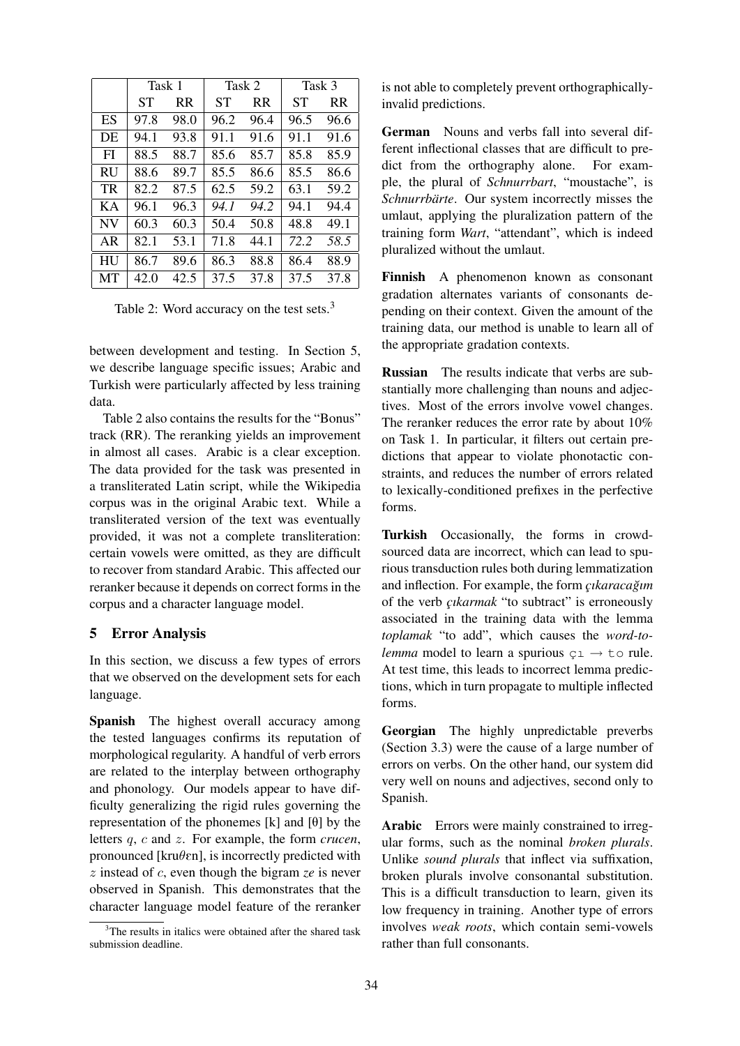| | Task 1 | | Task 2 | | Task 3 | |
|---|---|---|---|---|---|---|
| | ST | RR | ST | RR | ST | RR |
| ES | 97.8 | 98.0 | 96.2 | 96.4 | 96.5 | 96.6 |
| DE | 94.1 | 93.8 | 91.1 | 91.6 | 91.1 | 91.6 |
| FI | 88.5 | 88.7 | 85.6 | 85.7 | 85.8 | 85.9 |
| RU | 88.6 | 89.7 | 85.5 | 86.6 | 85.5 | 86.6 |
| TR | 82.2 | 87.5 | 62.5 | 59.2 | 63.1 | 59.2 |
| KA | 96.1 | 96.3 | *94.1* | *94.2* | 94.1 | 94.4 |
| NV | 60.3 | 60.3 | 50.4 | 50.8 | 48.8 | 49.1 |
| AR | 82.1 | 53.1 | 71.8 | 44.1 | *72.2* | *58.5* |
| HU | 86.7 | 89.6 | 86.3 | 88.8 | 86.4 | 88.9 |
| MT | 42.0 | 42.5 | 37.5 | 37.8 | 37.5 | 37.8 |

Table 2: Word accuracy on the test sets.[3]

between development and testing. In Section 5, we describe language specific issues; Arabic and Turkish were particularly affected by less training data.

Table 2 also contains the results for the "Bonus" track (RR). The reranking yields an improvement in almost all cases. Arabic is a clear exception. The data provided for the task was presented in a transliterated Latin script, while the Wikipedia corpus was in the original Arabic text. While a transliterated version of the text was eventually provided, it was not a complete transliteration: certain vowels were omitted, as they are difficult to recover from standard Arabic. This affected our reranker because it depends on correct forms in the corpus and a character language model.

## 5 Error Analysis

In this section, we discuss a few types of errors that we observed on the development sets for each language.

**Spanish** The highest overall accuracy among the tested languages confirms its reputation of morphological regularity. A handful of verb errors are related to the interplay between orthography and phonology. Our models appear to have difficulty generalizing the rigid rules governing the representation of the phonemes [k] and [θ] by the letters $q$, $c$ and $z$. For example, the form *crucen*, pronounced [kruθɛn], is incorrectly predicted with $z$ instead of $c$, even though the bigram *ze* is never observed in Spanish. This demonstrates that the character language model feature of the reranker is not able to completely prevent orthographically-invalid predictions.

**German** Nouns and verbs fall into several different inflectional classes that are difficult to predict from the orthography alone. For example, the plural of *Schnurrbart*, "moustache", is *Schnurrbärte*. Our system incorrectly misses the umlaut, applying the pluralization pattern of the training form *Wart*, "attendant", which is indeed pluralized without the umlaut.

**Finnish** A phenomenon known as consonant gradation alternates variants of consonants depending on their context. Given the amount of the training data, our method is unable to learn all of the appropriate gradation contexts.

**Russian** The results indicate that verbs are substantially more challenging than nouns and adjectives. Most of the errors involve vowel changes. The reranker reduces the error rate by about 10% on Task 1. In particular, it filters out certain predictions that appear to violate phonotactic constraints, and reduces the number of errors related to lexically-conditioned prefixes in the perfective forms.

**Turkish** Occasionally, the forms in crowd-sourced data are incorrect, which can lead to spurious transduction rules both during lemmatization and inflection. For example, the form *çıkaracağım* of the verb *çıkarmak* "to subtract" is erroneously associated in the training data with the lemma *toplamak* "to add", which causes the *word-to-lemma* model to learn a spurious `çı` → `to` rule. At test time, this leads to incorrect lemma predictions, which in turn propagate to multiple inflected forms.

**Georgian** The highly unpredictable preverbs (Section 3.3) were the cause of a large number of errors on verbs. On the other hand, our system did very well on nouns and adjectives, second only to Spanish.

**Arabic** Errors were mainly constrained to irregular forms, such as the nominal *broken plurals*. Unlike *sound plurals* that inflect via suffixation, broken plurals involve consonantal substitution. This is a difficult transduction to learn, given its low frequency in training. Another type of errors involves *weak roots*, which contain semi-vowels rather than full consonants.

[3]The results in italics were obtained after the shared task submission deadline.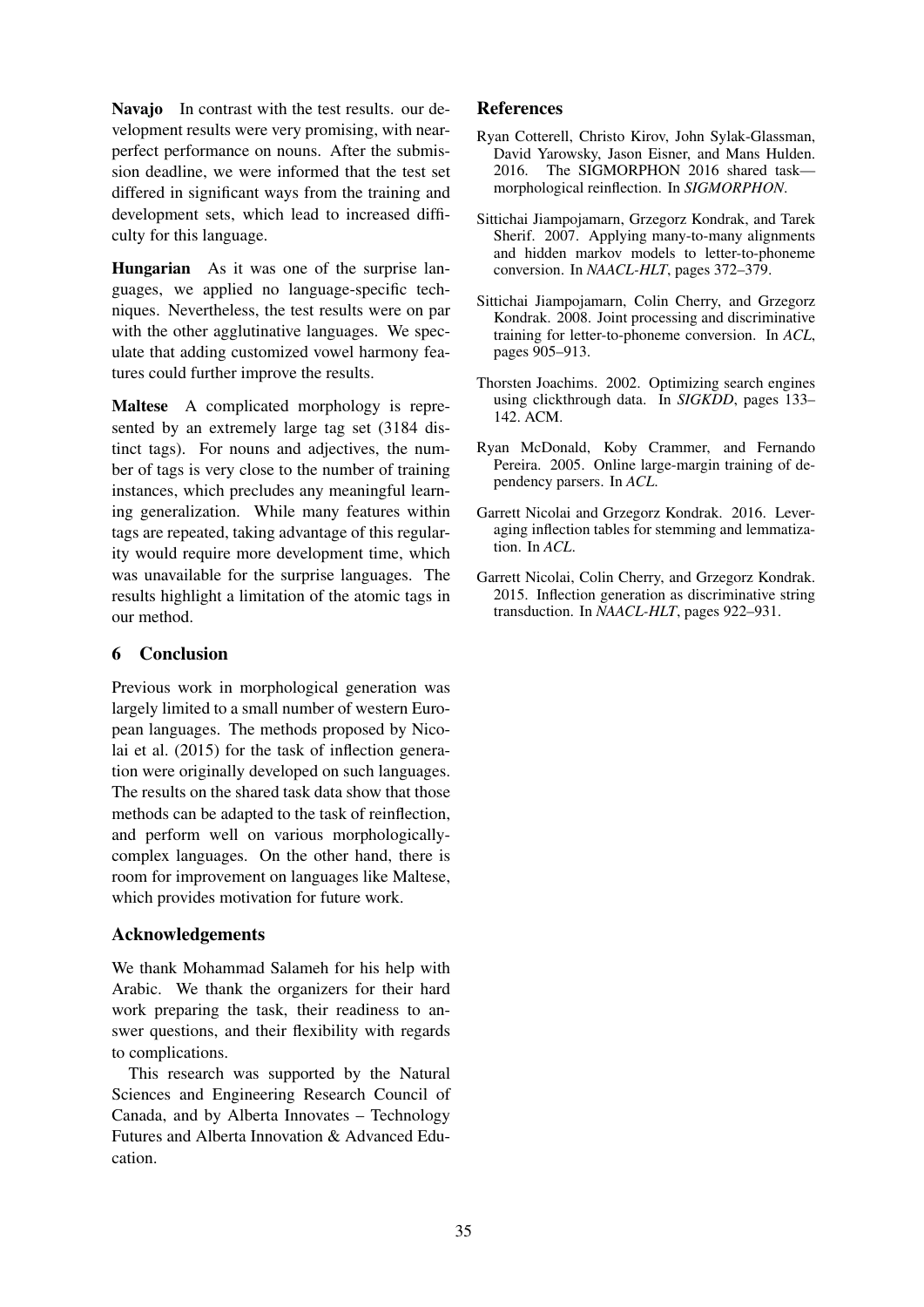**Navajo** In contrast with the test results. our development results were very promising, with near-perfect performance on nouns. After the submission deadline, we were informed that the test set differed in significant ways from the training and development sets, which lead to increased difficulty for this language.

**Hungarian** As it was one of the surprise languages, we applied no language-specific techniques. Nevertheless, the test results were on par with the other agglutinative languages. We speculate that adding customized vowel harmony features could further improve the results.

**Maltese** A complicated morphology is represented by an extremely large tag set (3184 distinct tags). For nouns and adjectives, the number of tags is very close to the number of training instances, which precludes any meaningful learning generalization. While many features within tags are repeated, taking advantage of this regularity would require more development time, which was unavailable for the surprise languages. The results highlight a limitation of the atomic tags in our method.

## 6 Conclusion

Previous work in morphological generation was largely limited to a small number of western European languages. The methods proposed by Nicolai et al. (2015) for the task of inflection generation were originally developed on such languages. The results on the shared task data show that those methods can be adapted to the task of reinflection, and perform well on various morphologically-complex languages. On the other hand, there is room for improvement on languages like Maltese, which provides motivation for future work.

## Acknowledgements

We thank Mohammad Salameh for his help with Arabic. We thank the organizers for their hard work preparing the task, their readiness to answer questions, and their flexibility with regards to complications.

This research was supported by the Natural Sciences and Engineering Research Council of Canada, and by Alberta Innovates – Technology Futures and Alberta Innovation & Advanced Education.

## References

Ryan Cotterell, Christo Kirov, John Sylak-Glassman, David Yarowsky, Jason Eisner, and Mans Hulden. 2016. The SIGMORPHON 2016 shared task—morphological reinflection. In *SIGMORPHON*.

Sittichai Jiampojamarn, Grzegorz Kondrak, and Tarek Sherif. 2007. Applying many-to-many alignments and hidden markov models to letter-to-phoneme conversion. In *NAACL-HLT*, pages 372–379.

Sittichai Jiampojamarn, Colin Cherry, and Grzegorz Kondrak. 2008. Joint processing and discriminative training for letter-to-phoneme conversion. In *ACL*, pages 905–913.

Thorsten Joachims. 2002. Optimizing search engines using clickthrough data. In *SIGKDD*, pages 133–142. ACM.

Ryan McDonald, Koby Crammer, and Fernando Pereira. 2005. Online large-margin training of dependency parsers. In *ACL*.

Garrett Nicolai and Grzegorz Kondrak. 2016. Leveraging inflection tables for stemming and lemmatization. In *ACL*.

Garrett Nicolai, Colin Cherry, and Grzegorz Kondrak. 2015. Inflection generation as discriminative string transduction. In *NAACL-HLT*, pages 922–931.